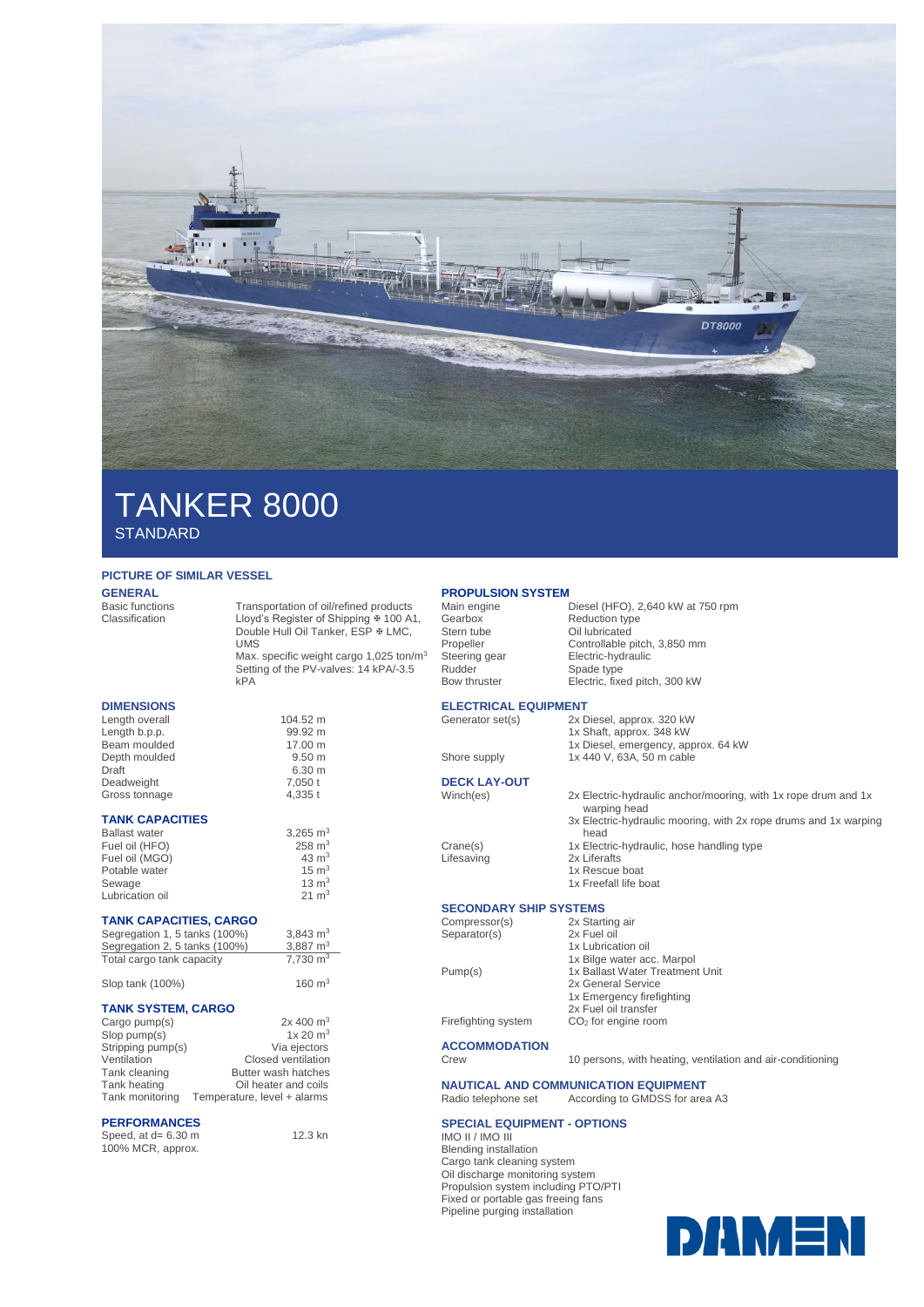# TANKER 8000

STANDARD

PICTURE OF SIMILAR VESSEL

## GENERAL

| | |
|---|---|
| Basic functions | Transportation of oil/refined products |
| Classification | Lloyd's Register of Shipping ✠ 100 A1, Double Hull Oil Tanker, ESP ✠ LMC, UMS<br>Max. specific weight cargo 1,025 ton/m$^3$<br>Setting of the PV-valves: 14 kPA/-3.5 kPA |

## DIMENSIONS

| | |
|---|---|
| Length overall | 104.52 m |
| Length b.p.p. | 99.92 m |
| Beam moulded | 17.00 m |
| Depth moulded | 9.50 m |
| Draft | 6.30 m |
| Deadweight | 7,050 t |
| Gross tonnage | 4,335 t |

## TANK CAPACITIES

| | |
|---|---|
| Ballast water | 3,265 m$^3$ |
| Fuel oil (HFO) | 258 m$^3$ |
| Fuel oil (MGO) | 43 m$^3$ |
| Potable water | 15 m$^3$ |
| Sewage | 13 m$^3$ |
| Lubrication oil | 21 m$^3$ |

## TANK CAPACITIES, CARGO

| | |
|---|---|
| Segregation 1, 5 tanks (100%) | 3,843 m$^3$ |
| Segregation 2, 5 tanks (100%) | 3,887 m$^3$ |
| Total cargo tank capacity | 7,730 m$^3$ |
| Slop tank (100%) | 160 m$^3$ |

## TANK SYSTEM, CARGO

| | |
|---|---|
| Cargo pump(s) | 2x 400 m$^3$ |
| Slop pump(s) | 1x 20 m$^3$ |
| Stripping pump(s) | Via ejectors |
| Ventilation | Closed ventilation |
| Tank cleaning | Butter wash hatches |
| Tank heating | Oil heater and coils |
| Tank monitoring | Temperature, level + alarms |

## PERFORMANCES

| | |
|---|---|
| Speed, at d= 6.30 m<br>100% MCR, approx. | 12.3 kn |

## PROPULSION SYSTEM

| | |
|---|---|
| Main engine | Diesel (HFO), 2,640 kW at 750 rpm |
| Gearbox | Reduction type |
| Stern tube | Oil lubricated |
| Propeller | Controllable pitch, 3,850 mm |
| Steering gear | Electric-hydraulic |
| Rudder | Spade type |
| Bow thruster | Electric, fixed pitch, 300 kW |

## ELECTRICAL EQUIPMENT

| | |
|---|---|
| Generator set(s) | 2x Diesel, approx. 320 kW<br>1x Shaft, approx. 348 kW<br>1x Diesel, emergency, approx. 64 kW |
| Shore supply | 1x 440 V, 63A, 50 m cable |

## DECK LAY-OUT

| | |
|---|---|
| Winch(es) | 2x Electric-hydraulic anchor/mooring, with 1x rope drum and 1x warping head<br>3x Electric-hydraulic mooring, with 2x rope drums and 1x warping head |
| Crane(s) | 1x Electric-hydraulic, hose handling type |
| Lifesaving | 2x Liferafts<br>1x Rescue boat<br>1x Freefall life boat |

## SECONDARY SHIP SYSTEMS

| | |
|---|---|
| Compressor(s) | 2x Starting air |
| Separator(s) | 2x Fuel oil<br>1x Lubrication oil<br>1x Bilge water acc. Marpol |
| Pump(s) | 1x Ballast Water Treatment Unit<br>2x General Service<br>1x Emergency firefighting<br>2x Fuel oil transfer |
| Firefighting system | $CO_2$ for engine room |

## ACCOMMODATION

| | |
|---|---|
| Crew | 10 persons, with heating, ventilation and air-conditioning |

## NAUTICAL AND COMMUNICATION EQUIPMENT

| | |
|---|---|
| Radio telephone set | According to GMDSS for area A3 |

## SPECIAL EQUIPMENT - OPTIONS

IMO II / IMO III
Blending installation
Cargo tank cleaning system
Oil discharge monitoring system
Propulsion system including PTO/PTI
Fixed or portable gas freeing fans
Pipeline purging installation

DAMEN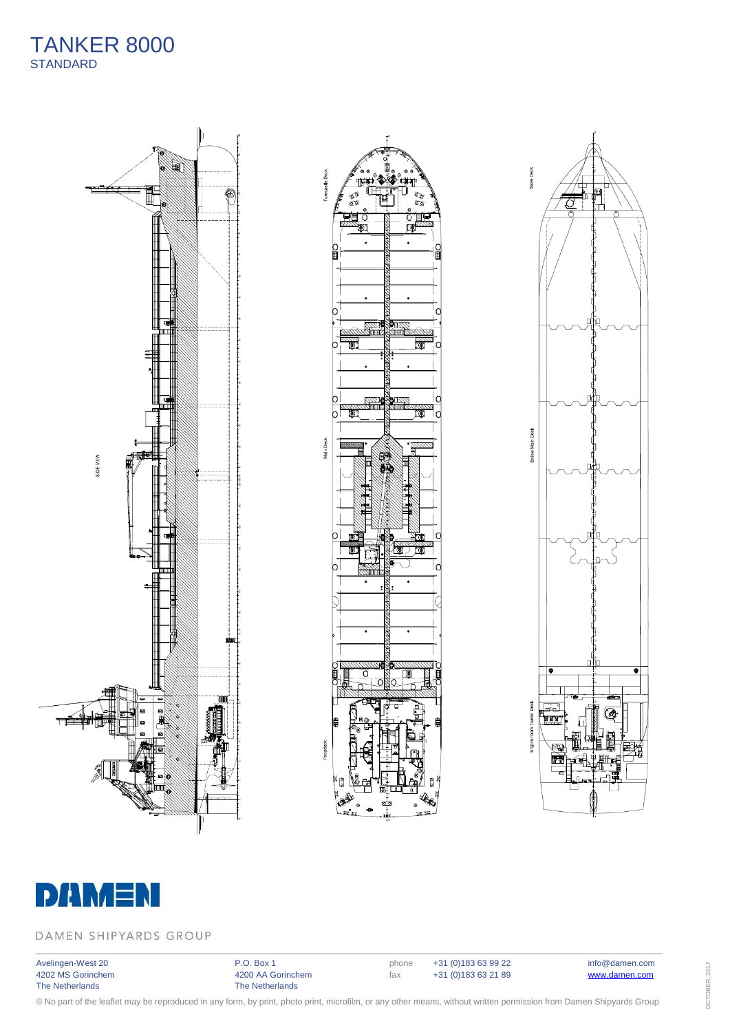# TANKER 8000
STANDARD

SIDE VIEW

Forecastle Deck

Main Deck

Poopdeck

Store Deck

Below Main Deck

Engine room Tween Deck

DAMEN

DAMEN SHIPYARDS GROUP

Avelingen-West 20
4202 MS Gorinchem
The Netherlands

P.O. Box 1
4200 AA Gorinchem
The Netherlands

phone +31 (0)183 63 99 22
fax +31 (0)183 63 21 89

info@damen.com
www.damen.com

© No part of the leaflet may be reproduced in any form, by print, photo print, microfilm, or any other means, without written permission from Damen Shipyards Group

OCTOBER, 2017